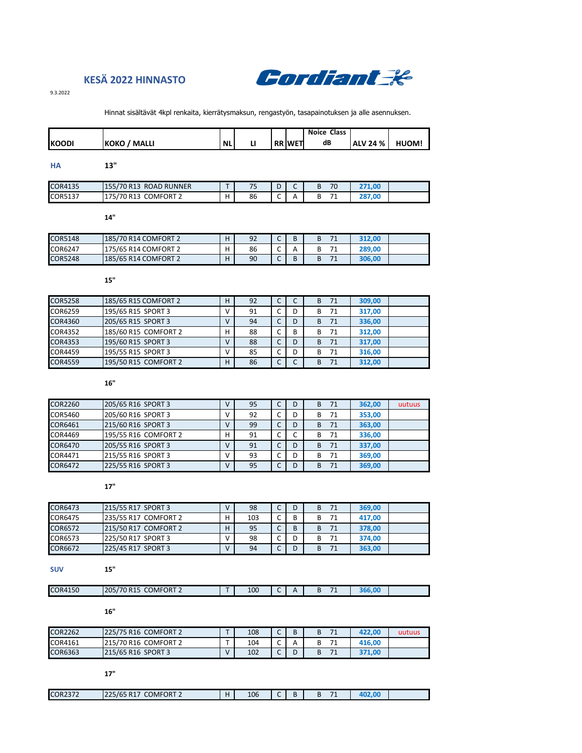# KESÄ 2022 HINNASTO

Cordiant

9.3.2022

Hinnat sisältävät 4kpl renkaita, kierrätysmaksun, rengastyön, tasapainotuksen ja alle asennuksen.

| KOODI | KOKO / MALLI | NL | LI | RR | WET | Noice Class dB | | ALV 24 % | HUOM! |
|---|---|---|---|---|---|---|---|---|---|
| **HA** | **13"** | | | | | | | | |
| COR4135 | 155/70 R13 ROAD RUNNER | T | 75 | D | C | B | 70 | 271,00 | |
| COR5137 | 175/70 R13 COMFORT 2 | H | 86 | C | A | B | 71 | 287,00 | |
| | **14"** | | | | | | | | |
| COR5148 | 185/70 R14 COMFORT 2 | H | 92 | C | B | B | 71 | 312,00 | |
| COR6247 | 175/65 R14 COMFORT 2 | H | 86 | C | A | B | 71 | 289,00 | |
| COR5248 | 185/65 R14 COMFORT 2 | H | 90 | C | B | B | 71 | 306,00 | |
| | **15"** | | | | | | | | |
| COR5258 | 185/65 R15 COMFORT 2 | H | 92 | C | C | B | 71 | 309,00 | |
| COR6259 | 195/65 R15 SPORT 3 | V | 91 | C | D | B | 71 | 317,00 | |
| COR4360 | 205/65 R15 SPORT 3 | V | 94 | C | D | B | 71 | 336,00 | |
| COR4352 | 185/60 R15 COMFORT 2 | H | 88 | C | B | B | 71 | 312,00 | |
| COR4353 | 195/60 R15 SPORT 3 | V | 88 | C | D | B | 71 | 317,00 | |
| COR4459 | 195/55 R15 SPORT 3 | V | 85 | C | D | B | 71 | 316,00 | |
| COR4559 | 195/50 R15 COMFORT 2 | H | 86 | C | C | B | 71 | 312,00 | |
| | **16"** | | | | | | | | |
| COR2260 | 205/65 R16 SPORT 3 | V | 95 | C | D | B | 71 | 362,00 | uutuus |
| COR5460 | 205/60 R16 SPORT 3 | V | 92 | C | D | B | 71 | 353,00 | |
| COR6461 | 215/60 R16 SPORT 3 | V | 99 | C | D | B | 71 | 363,00 | |
| COR4469 | 195/55 R16 COMFORT 2 | H | 91 | C | C | B | 71 | 336,00 | |
| COR6470 | 205/55 R16 SPORT 3 | V | 91 | C | D | B | 71 | 337,00 | |
| COR4471 | 215/55 R16 SPORT 3 | V | 93 | C | D | B | 71 | 369,00 | |
| COR6472 | 225/55 R16 SPORT 3 | V | 95 | C | D | B | 71 | 369,00 | |
| | **17"** | | | | | | | | |
| COR6473 | 215/55 R17 SPORT 3 | V | 98 | C | D | B | 71 | 369,00 | |
| COR6475 | 235/55 R17 COMFORT 2 | H | 103 | C | B | B | 71 | 417,00 | |
| COR6572 | 215/50 R17 COMFORT 2 | H | 95 | C | B | B | 71 | 378,00 | |
| COR6573 | 225/50 R17 SPORT 3 | V | 98 | C | D | B | 71 | 374,00 | |
| COR6672 | 225/45 R17 SPORT 3 | V | 94 | C | D | B | 71 | 363,00 | |
| **SUV** | **15"** | | | | | | | | |
| COR4150 | 205/70 R15 COMFORT 2 | T | 100 | C | A | B | 71 | 366,00 | |
| | **16"** | | | | | | | | |
| COR2262 | 225/75 R16 COMFORT 2 | T | 108 | C | B | B | 71 | 422,00 | uutuus |
| COR4161 | 215/70 R16 COMFORT 2 | T | 104 | C | A | B | 71 | 416,00 | |
| COR6363 | 215/65 R16 SPORT 3 | V | 102 | C | D | B | 71 | 371,00 | |
| | **17"** | | | | | | | | |
| COR2372 | 225/65 R17 COMFORT 2 | H | 106 | C | B | B | 71 | 402,00 | |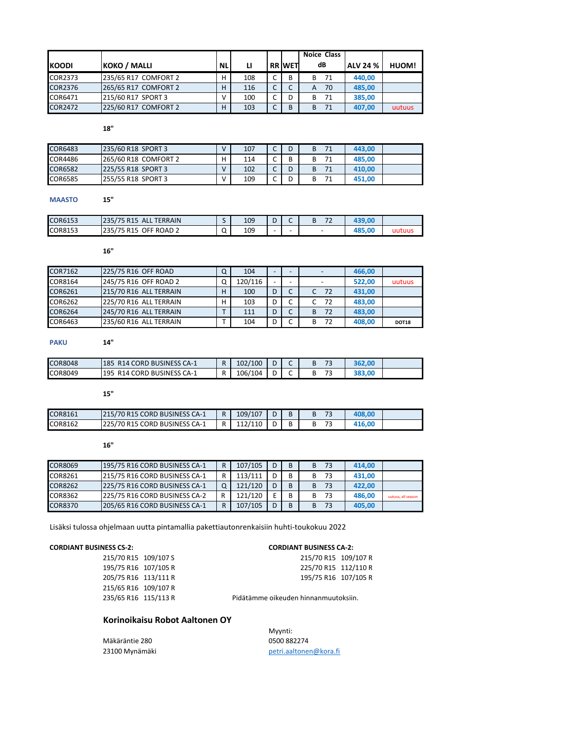| KOODI | KOKO / MALLI | NL | LI | RR | WET | Noice Class dB | ALV 24 % | HUOM! |
|---|---|---|---|---|---|---|---|---|
| COR2373 | 235/65 R17 COMFORT 2 | H | 108 | C | B | B 71 | 440,00 | |
| COR2376 | 265/65 R17 COMFORT 2 | H | 116 | C | C | A 70 | 485,00 | |
| COR6471 | 215/60 R17 SPORT 3 | V | 100 | C | D | B 71 | 385,00 | |
| COR2472 | 225/60 R17 COMFORT 2 | H | 103 | C | B | B 71 | 407,00 | uutuus |

**18"**

| | | | | | | | | |
|---|---|---|---|---|---|---|---|---|
| COR6483 | 235/60 R18 SPORT 3 | V | 107 | C | D | B 71 | 443,00 | |
| COR4486 | 265/60 R18 COMFORT 2 | H | 114 | C | B | B 71 | 485,00 | |
| COR6582 | 225/55 R18 SPORT 3 | V | 102 | C | D | B 71 | 410,00 | |
| COR6585 | 255/55 R18 SPORT 3 | V | 109 | C | D | B 71 | 451,00 | |

**MAASTO** **15"**

| | | | | | | | | |
|---|---|---|---|---|---|---|---|---|
| COR6153 | 235/75 R15 ALL TERRAIN | S | 109 | D | C | B 72 | 439,00 | |
| COR8153 | 235/75 R15 OFF ROAD 2 | Q | 109 | - | - | - | 485,00 | uutuus |

**16"**

| | | | | | | | | |
|---|---|---|---|---|---|---|---|---|
| COR7162 | 225/75 R16 OFF ROAD | Q | 104 | - | - | - | 466,00 | |
| COR8164 | 245/75 R16 OFF ROAD 2 | Q | 120/116 | - | - | - | 522,00 | uutuus |
| COR6261 | 215/70 R16 ALL TERRAIN | H | 100 | D | C | C 72 | 431,00 | |
| COR6262 | 225/70 R16 ALL TERRAIN | H | 103 | D | C | C 72 | 483,00 | |
| COR6264 | 245/70 R16 ALL TERRAIN | T | 111 | D | C | B 72 | 483,00 | |
| COR6463 | 235/60 R16 ALL TERRAIN | T | 104 | D | C | B 72 | 408,00 | DOT18 |

**PAKU** **14"**

| | | | | | | | | |
|---|---|---|---|---|---|---|---|---|
| COR8048 | 185 R14 CORD BUSINESS CA-1 | R | 102/100 | D | C | B 73 | 362,00 | |
| COR8049 | 195 R14 CORD BUSINESS CA-1 | R | 106/104 | D | C | B 73 | 383,00 | |

**15"**

| | | | | | | | | |
|---|---|---|---|---|---|---|---|---|
| COR8161 | 215/70 R15 CORD BUSINESS CA-1 | R | 109/107 | D | B | B 73 | 408,00 | |
| COR8162 | 225/70 R15 CORD BUSINESS CA-1 | R | 112/110 | D | B | B 73 | 416,00 | |

**16"**

| | | | | | | | | |
|---|---|---|---|---|---|---|---|---|
| COR8069 | 195/75 R16 CORD BUSINESS CA-1 | R | 107/105 | D | B | B 73 | 414,00 | |
| COR8261 | 215/75 R16 CORD BUSINESS CA-1 | R | 113/111 | D | B | B 73 | 431,00 | |
| COR8262 | 225/75 R16 CORD BUSINESS CA-1 | Q | 121/120 | D | B | B 73 | 422,00 | |
| COR8362 | 225/75 R16 CORD BUSINESS CA-2 | R | 121/120 | E | B | B 73 | 486,00 | uutuus, all season |
| COR8370 | 205/65 R16 CORD BUSINESS CA-1 | R | 107/105 | D | B | B 73 | 405,00 | |

Lisäksi tulossa ohjelmaan uutta pintamallia pakettiautonrenkaisiin huhti-toukokuu 2022

**CORDIANT BUSINESS CS-2:**

215/70 R15 109/107 S
195/75 R16 107/105 R
205/75 R16 113/111 R
215/65 R16 109/107 R
235/65 R16 115/113 R

**CORDIANT BUSINESS CA-2:**

215/70 R15 109/107 R
225/70 R15 112/110 R
195/75 R16 107/105 R

Pidätämme oikeuden hinnanmuutoksiin.

**Korinoikaisu Robot Aaltonen OY**

Mäkäräntie 280
23100 Mynämäki

Myynti:
0500 882274
petri.aaltonen@kora.fi